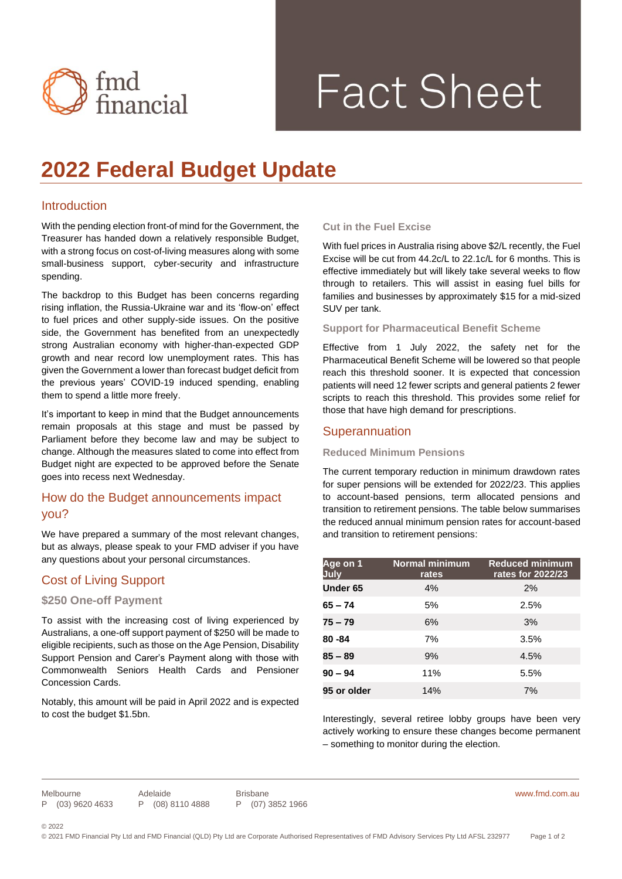fmd financial

# Fact Sheet

# 2022 Federal Budget Update

## Introduction

With the pending election front-of mind for the Government, the Treasurer has handed down a relatively responsible Budget, with a strong focus on cost-of-living measures along with some small-business support, cyber-security and infrastructure spending.

The backdrop to this Budget has been concerns regarding rising inflation, the Russia-Ukraine war and its 'flow-on' effect to fuel prices and other supply-side issues. On the positive side, the Government has benefited from an unexpectedly strong Australian economy with higher-than-expected GDP growth and near record low unemployment rates. This has given the Government a lower than forecast budget deficit from the previous years' COVID-19 induced spending, enabling them to spend a little more freely.

It's important to keep in mind that the Budget announcements remain proposals at this stage and must be passed by Parliament before they become law and may be subject to change. Although the measures slated to come into effect from Budget night are expected to be approved before the Senate goes into recess next Wednesday.

## How do the Budget announcements impact you?

We have prepared a summary of the most relevant changes, but as always, please speak to your FMD adviser if you have any questions about your personal circumstances.

## Cost of Living Support

### $250 One-off Payment

To assist with the increasing cost of living experienced by Australians, a one-off support payment of $250 will be made to eligible recipients, such as those on the Age Pension, Disability Support Pension and Carer's Payment along with those with Commonwealth Seniors Health Cards and Pensioner Concession Cards.

Notably, this amount will be paid in April 2022 and is expected to cost the budget $1.5bn.

### Cut in the Fuel Excise

With fuel prices in Australia rising above $2/L recently, the Fuel Excise will be cut from 44.2c/L to 22.1c/L for 6 months. This is effective immediately but will likely take several weeks to flow through to retailers. This will assist in easing fuel bills for families and businesses by approximately $15 for a mid-sized SUV per tank.

### Support for Pharmaceutical Benefit Scheme

Effective from 1 July 2022, the safety net for the Pharmaceutical Benefit Scheme will be lowered so that people reach this threshold sooner. It is expected that concession patients will need 12 fewer scripts and general patients 2 fewer scripts to reach this threshold. This provides some relief for those that have high demand for prescriptions.

## Superannuation

### Reduced Minimum Pensions

The current temporary reduction in minimum drawdown rates for super pensions will be extended for 2022/23. This applies to account-based pensions, term allocated pensions and transition to retirement pensions. The table below summarises the reduced annual minimum pension rates for account-based and transition to retirement pensions:

| Age on 1 July | Normal minimum rates | Reduced minimum rates for 2022/23 |
|---|---|---|
| **Under 65** | 4% | 2% |
| **65 – 74** | 5% | 2.5% |
| **75 – 79** | 6% | 3% |
| **80 -84** | 7% | 3.5% |
| **85 – 89** | 9% | 4.5% |
| **90 – 94** | 11% | 5.5% |
| **95 or older** | 14% | 7% |

Interestingly, several retiree lobby groups have been very actively working to ensure these changes become permanent – something to monitor during the election.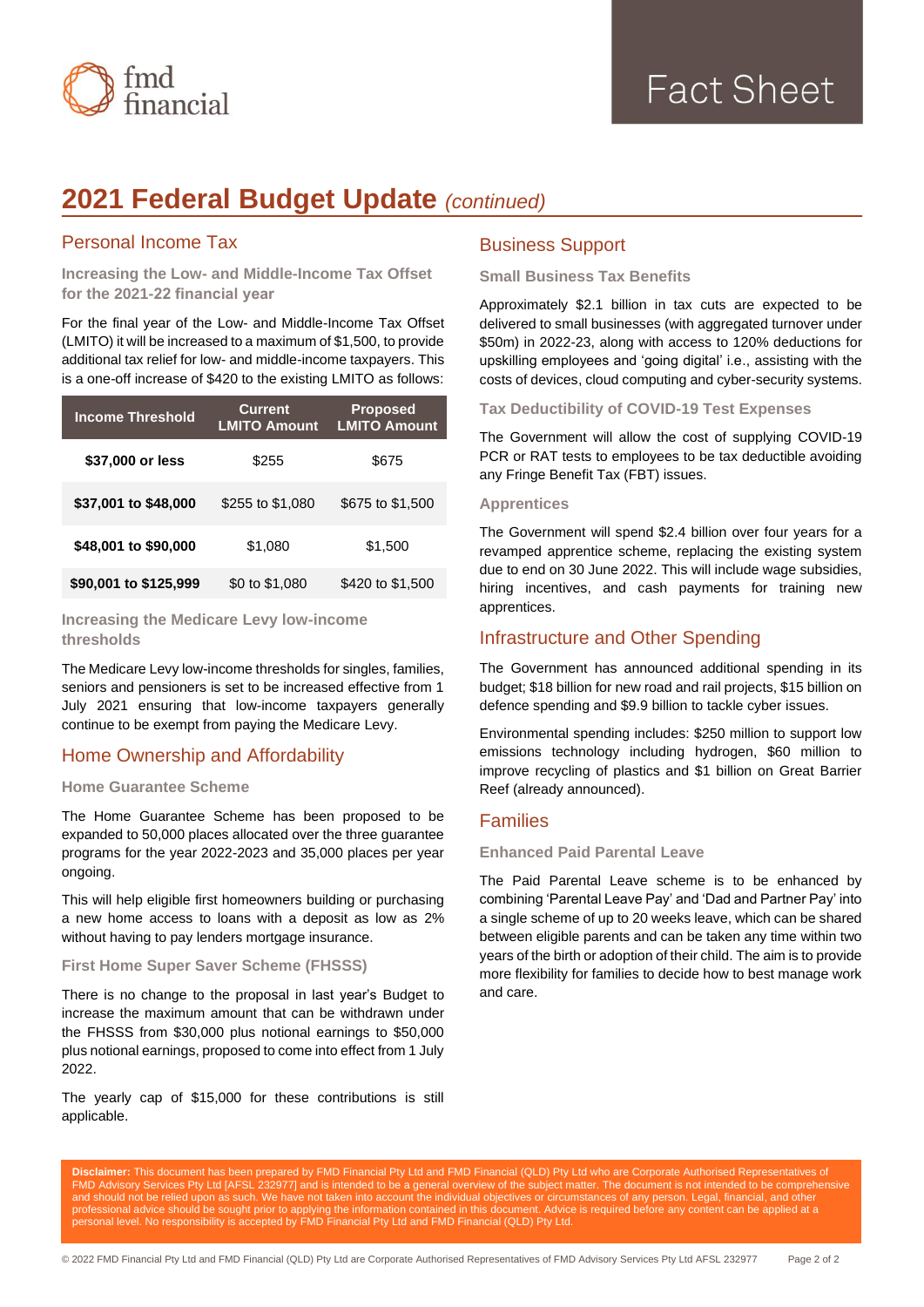# 2021 Federal Budget Update *(continued)*

## Personal Income Tax

### Increasing the Low- and Middle-Income Tax Offset for the 2021-22 financial year

For the final year of the Low- and Middle-Income Tax Offset (LMITO) it will be increased to a maximum of $1,500, to provide additional tax relief for low- and middle-income taxpayers. This is a one-off increase of $420 to the existing LMITO as follows:

| Income Threshold | Current LMITO Amount | Proposed LMITO Amount |
|---|---|---|
| **$37,000 or less** | $255 | $675 |
| **$37,001 to $48,000** | $255 to $1,080 | $675 to $1,500 |
| **$48,001 to $90,000** | $1,080 | $1,500 |
| **$90,001 to $125,999** | $0 to $1,080 | $420 to $1,500 |

### Increasing the Medicare Levy low-income thresholds

The Medicare Levy low-income thresholds for singles, families, seniors and pensioners is set to be increased effective from 1 July 2021 ensuring that low-income taxpayers generally continue to be exempt from paying the Medicare Levy.

## Home Ownership and Affordability

### Home Guarantee Scheme

The Home Guarantee Scheme has been proposed to be expanded to 50,000 places allocated over the three guarantee programs for the year 2022-2023 and 35,000 places per year ongoing.

This will help eligible first homeowners building or purchasing a new home access to loans with a deposit as low as 2% without having to pay lenders mortgage insurance.

### First Home Super Saver Scheme (FHSSS)

There is no change to the proposal in last year's Budget to increase the maximum amount that can be withdrawn under the FHSSS from $30,000 plus notional earnings to $50,000 plus notional earnings, proposed to come into effect from 1 July 2022.

The yearly cap of $15,000 for these contributions is still applicable.

## Business Support

### Small Business Tax Benefits

Approximately $2.1 billion in tax cuts are expected to be delivered to small businesses (with aggregated turnover under $50m) in 2022-23, along with access to 120% deductions for upskilling employees and 'going digital' i.e., assisting with the costs of devices, cloud computing and cyber-security systems.

### Tax Deductibility of COVID-19 Test Expenses

The Government will allow the cost of supplying COVID-19 PCR or RAT tests to employees to be tax deductible avoiding any Fringe Benefit Tax (FBT) issues.

### Apprentices

The Government will spend $2.4 billion over four years for a revamped apprentice scheme, replacing the existing system due to end on 30 June 2022. This will include wage subsidies, hiring incentives, and cash payments for training new apprentices.

## Infrastructure and Other Spending

The Government has announced additional spending in its budget; $18 billion for new road and rail projects, $15 billion on defence spending and $9.9 billion to tackle cyber issues.

Environmental spending includes: $250 million to support low emissions technology including hydrogen, $60 million to improve recycling of plastics and $1 billion on Great Barrier Reef (already announced).

## Families

### Enhanced Paid Parental Leave

The Paid Parental Leave scheme is to be enhanced by combining 'Parental Leave Pay' and 'Dad and Partner Pay' into a single scheme of up to 20 weeks leave, which can be shared between eligible parents and can be taken any time within two years of the birth or adoption of their child. The aim is to provide more flexibility for families to decide how to best manage work and care.

**Disclaimer:** This document has been prepared by FMD Financial Pty Ltd and FMD Financial (QLD) Pty Ltd who are Corporate Authorised Representatives of FMD Advisory Services Pty Ltd [AFSL 232977] and is intended to be a general overview of the subject matter. The document is not intended to be comprehensive and should not be relied upon as such. We have not taken into account the individual objectives or circumstances of any person. Legal, financial, and other professional advice should be sought prior to applying the information contained in this document. Advice is required before any content can be applied at a personal level. No responsibility is accepted by FMD Financial Pty Ltd and FMD Financial (QLD) Pty Ltd.

© 2022 FMD Financial Pty Ltd and FMD Financial (QLD) Pty Ltd are Corporate Authorised Representatives of FMD Advisory Services Pty Ltd AFSL 232977